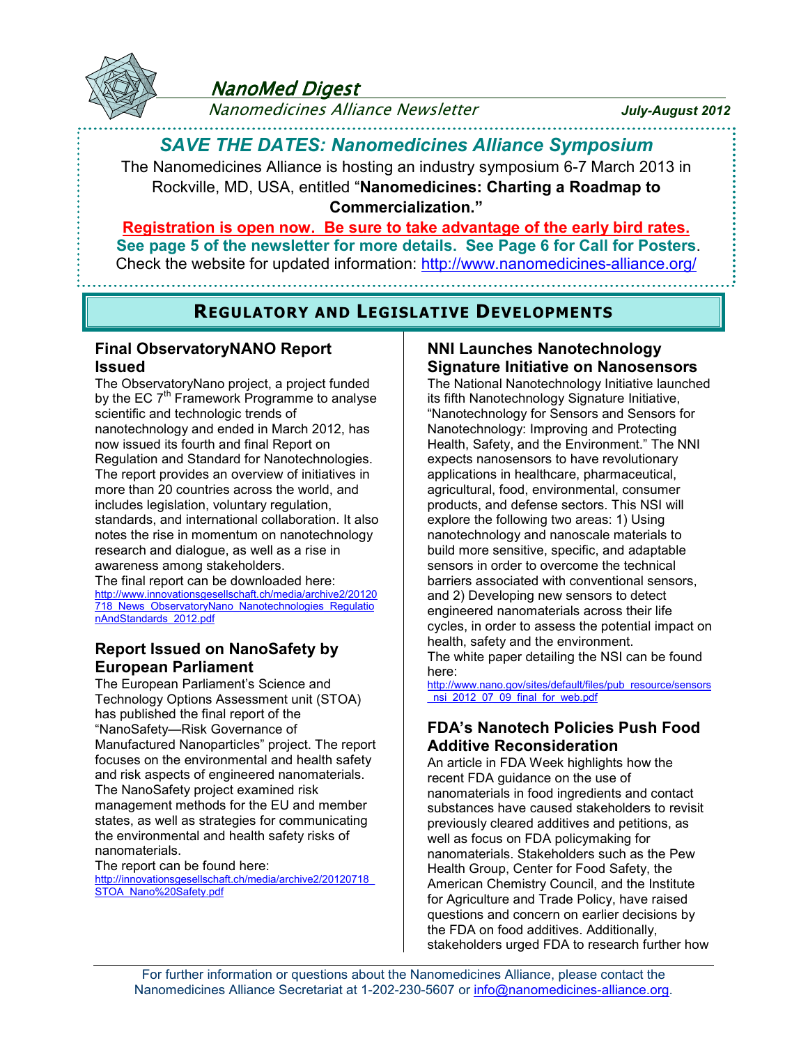# NanoMed Digest

*Nanomedicines Alliance Newsletter*

***July-August 2012***

## *SAVE THE DATES: Nanomedicines Alliance Symposium*

The Nanomedicines Alliance is hosting an industry symposium 6-7 March 2013 in Rockville, MD, USA, entitled "**Nanomedicines: Charting a Roadmap to Commercialization.**"

**Registration is open now. Be sure to take advantage of the early bird rates.**

**See page 5 of the newsletter for more details. See Page 6 for Call for Posters**.

Check the website for updated information: http://www.nanomedicines-alliance.org/

## REGULATORY AND LEGISLATIVE DEVELOPMENTS

### Final ObservatoryNANO Report Issued

The ObservatoryNano project, a project funded by the EC 7th Framework Programme to analyse scientific and technologic trends of nanotechnology and ended in March 2012, has now issued its fourth and final Report on Regulation and Standard for Nanotechnologies. The report provides an overview of initiatives in more than 20 countries across the world, and includes legislation, voluntary regulation, standards, and international collaboration. It also notes the rise in momentum on nanotechnology research and dialogue, as well as a rise in awareness among stakeholders.

The final report can be downloaded here: http://www.innovationsgesellschaft.ch/media/archive2/20120718_News_ObservatoryNano_Nanotechnologies_RegulationAndStandards_2012.pdf

### Report Issued on NanoSafety by European Parliament

The European Parliament's Science and Technology Options Assessment unit (STOA) has published the final report of the "NanoSafety—Risk Governance of Manufactured Nanoparticles" project. The report focuses on the environmental and health safety and risk aspects of engineered nanomaterials. The NanoSafety project examined risk management methods for the EU and member states, as well as strategies for communicating the environmental and health safety risks of nanomaterials.

The report can be found here: http://innovationsgesellschaft.ch/media/archive2/20120718_STOA_Nano%20Safety.pdf

### NNI Launches Nanotechnology Signature Initiative on Nanosensors

The National Nanotechnology Initiative launched its fifth Nanotechnology Signature Initiative, "Nanotechnology for Sensors and Sensors for Nanotechnology: Improving and Protecting Health, Safety, and the Environment." The NNI expects nanosensors to have revolutionary applications in healthcare, pharmaceutical, agricultural, food, environmental, consumer products, and defense sectors. This NSI will explore the following two areas: 1) Using nanotechnology and nanoscale materials to build more sensitive, specific, and adaptable sensors in order to overcome the technical barriers associated with conventional sensors, and 2) Developing new sensors to detect engineered nanomaterials across their life cycles, in order to assess the potential impact on health, safety and the environment.

The white paper detailing the NSI can be found here: http://www.nano.gov/sites/default/files/pub_resource/sensors_nsi_2012_07_09_final_for_web.pdf

### FDA's Nanotech Policies Push Food Additive Reconsideration

An article in FDA Week highlights how the recent FDA guidance on the use of nanomaterials in food ingredients and contact substances have caused stakeholders to revisit previously cleared additives and petitions, as well as focus on FDA policymaking for nanomaterials. Stakeholders such as the Pew Health Group, Center for Food Safety, the American Chemistry Council, and the Institute for Agriculture and Trade Policy, have raised questions and concern on earlier decisions by the FDA on food additives. Additionally, stakeholders urged FDA to research further how

For further information or questions about the Nanomedicines Alliance, please contact the Nanomedicines Alliance Secretariat at 1-202-230-5607 or info@nanomedicines-alliance.org.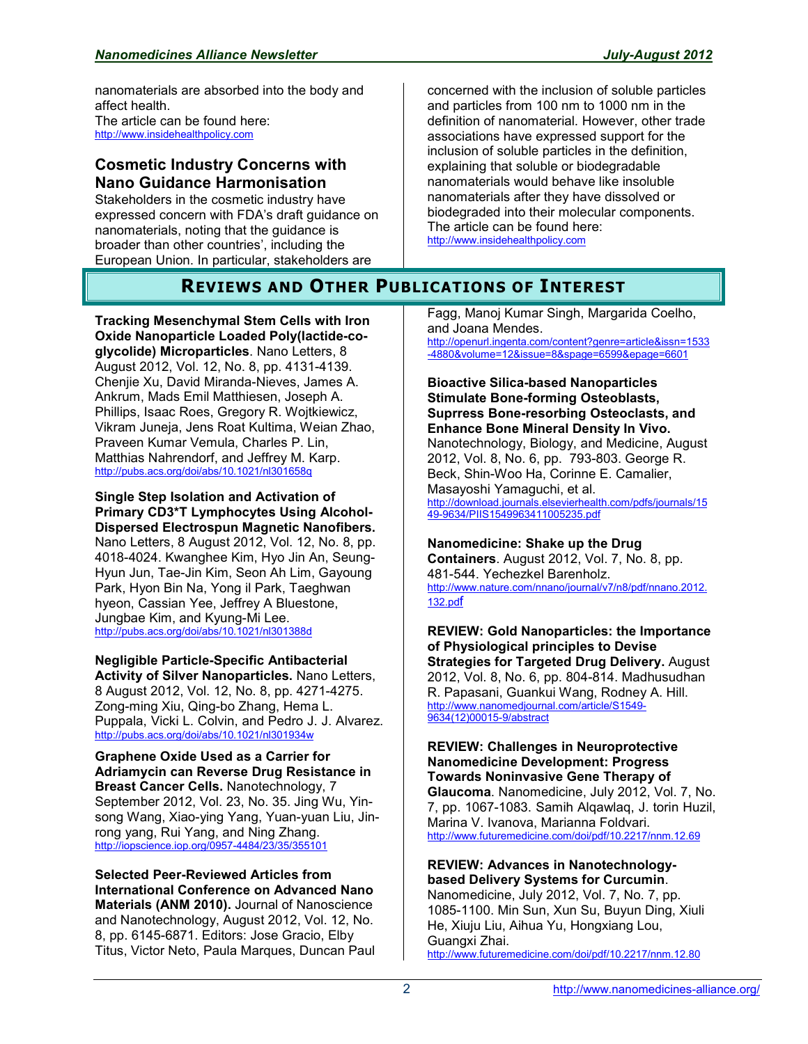nanomaterials are absorbed into the body and affect health.
The article can be found here:
http://www.insidehealthpolicy.com

### Cosmetic Industry Concerns with Nano Guidance Harmonisation

Stakeholders in the cosmetic industry have expressed concern with FDA's draft guidance on nanomaterials, noting that the guidance is broader than other countries', including the European Union. In particular, stakeholders are concerned with the inclusion of soluble particles and particles from 100 nm to 1000 nm in the definition of nanomaterial. However, other trade associations have expressed support for the inclusion of soluble particles in the definition, explaining that soluble or biodegradable nanomaterials would behave like insoluble nanomaterials after they have dissolved or biodegraded into their molecular components.
The article can be found here:
http://www.insidehealthpolicy.com

## Reviews and Other Publications of Interest

**Tracking Mesenchymal Stem Cells with Iron Oxide Nanoparticle Loaded Poly(lactide-co-glycolide) Microparticles**. Nano Letters, 8 August 2012, Vol. 12, No. 8, pp. 4131-4139. Chenjie Xu, David Miranda-Nieves, James A. Ankrum, Mads Emil Matthiesen, Joseph A. Phillips, Isaac Roes, Gregory R. Wojtkiewicz, Vikram Juneja, Jens Roat Kultima, Weian Zhao, Praveen Kumar Vemula, Charles P. Lin, Matthias Nahrendorf, and Jeffrey M. Karp.
http://pubs.acs.org/doi/abs/10.1021/nl301658q

**Single Step Isolation and Activation of Primary CD3*T Lymphocytes Using Alcohol-Dispersed Electrospun Magnetic Nanofibers.** Nano Letters, 8 August 2012, Vol. 12, No. 8, pp. 4018-4024. Kwanghee Kim, Hyo Jin An, Seung-Hyun Jun, Tae-Jin Kim, Seon Ah Lim, Gayoung Park, Hyon Bin Na, Yong il Park, Taeghwan hyeon, Cassian Yee, Jeffrey A Bluestone, Jungbae Kim, and Kyung-Mi Lee.
http://pubs.acs.org/doi/abs/10.1021/nl301388d

**Negligible Particle-Specific Antibacterial Activity of Silver Nanoparticles.** Nano Letters, 8 August 2012, Vol. 12, No. 8, pp. 4271-4275. Zong-ming Xiu, Qing-bo Zhang, Hema L. Puppala, Vicki L. Colvin, and Pedro J. J. Alvarez.
http://pubs.acs.org/doi/abs/10.1021/nl301934w

**Graphene Oxide Used as a Carrier for Adriamycin can Reverse Drug Resistance in Breast Cancer Cells.** Nanotechnology, 7 September 2012, Vol. 23, No. 35. Jing Wu, Yin-song Wang, Xiao-ying Yang, Yuan-yuan Liu, Jin-rong yang, Rui Yang, and Ning Zhang.
http://iopscience.iop.org/0957-4484/23/35/355101

**Selected Peer-Reviewed Articles from International Conference on Advanced Nano Materials (ANM 2010).** Journal of Nanoscience and Nanotechnology, August 2012, Vol. 12, No. 8, pp. 6145-6871. Editors: Jose Gracio, Elby Titus, Victor Neto, Paula Marques, Duncan Paul Fagg, Manoj Kumar Singh, Margarida Coelho, and Joana Mendes.
http://openurl.ingenta.com/content?genre=article&issn=1533-4880&volume=12&issue=8&spage=6599&epage=6601

**Bioactive Silica-based Nanoparticles Stimulate Bone-forming Osteoblasts, Suppress Bone-resorbing Osteoclasts, and Enhance Bone Mineral Density In Vivo.** Nanotechnology, Biology, and Medicine, August 2012, Vol. 8, No. 6, pp. 793-803. George R. Beck, Shin-Woo Ha, Corinne E. Camalier, Masayoshi Yamaguchi, et al.
http://download.journals.elsevierhealth.com/pdfs/journals/1549-9634/PIIS1549963411005235.pdf

**Nanomedicine: Shake up the Drug Containers**. August 2012, Vol. 7, No. 8, pp. 481-544. Yechezkel Barenholz.
http://www.nature.com/nnano/journal/v7/n8/pdf/nnano.2012.132.pdf

**REVIEW: Gold Nanoparticles: the Importance of Physiological principles to Devise Strategies for Targeted Drug Delivery.** August 2012, Vol. 8, No. 6, pp. 804-814. Madhusudhan R. Papasani, Guankui Wang, Rodney A. Hill.
http://www.nanomedjournal.com/article/S1549-9634(12)00015-9/abstract

**REVIEW: Challenges in Neuroprotective Nanomedicine Development: Progress Towards Noninvasive Gene Therapy of Glaucoma**. Nanomedicine, July 2012, Vol. 7, No. 7, pp. 1067-1083. Samih Alqawlaq, J. torin Huzil, Marina V. Ivanova, Marianna Foldvari.
http://www.futuremedicine.com/doi/pdf/10.2217/nnm.12.69

**REVIEW: Advances in Nanotechnology-based Delivery Systems for Curcumin**. Nanomedicine, July 2012, Vol. 7, No. 7, pp. 1085-1100. Min Sun, Xun Su, Buyun Ding, Xiuli He, Xiuju Liu, Aihua Yu, Hongxiang Lou, Guangxi Zhai.
http://www.futuremedicine.com/doi/pdf/10.2217/nnm.12.80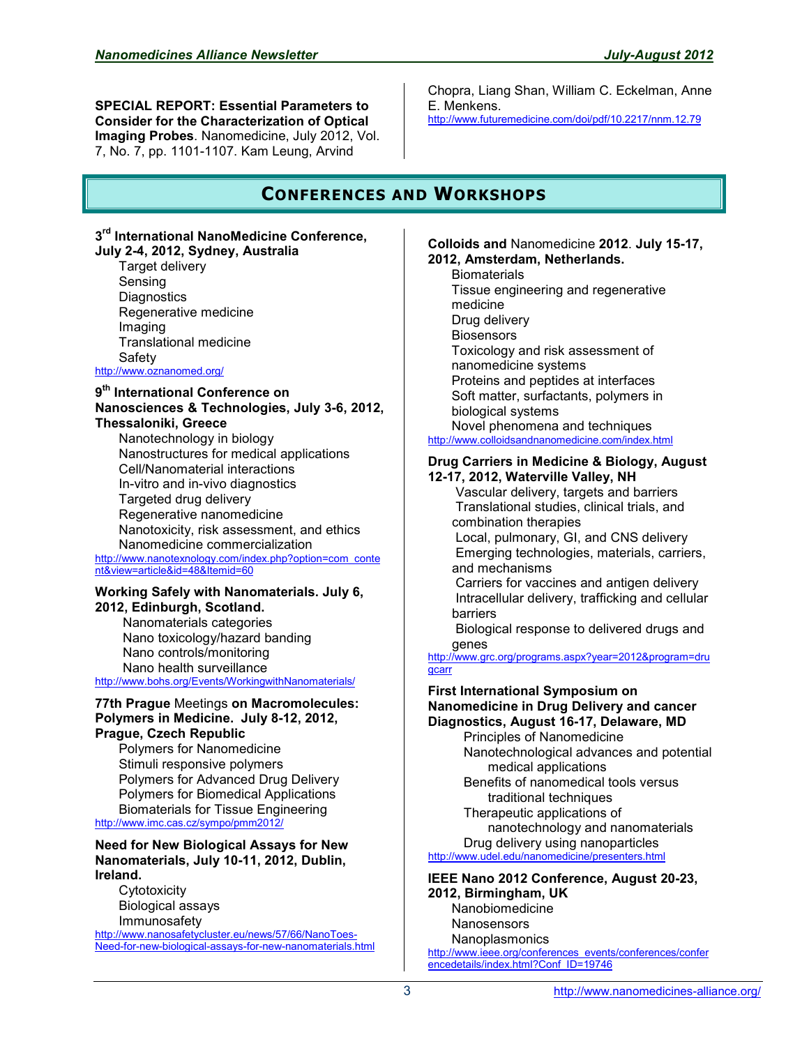**SPECIAL REPORT: Essential Parameters to Consider for the Characterization of Optical Imaging Probes**. Nanomedicine, July 2012, Vol. 7, No. 7, pp. 1101-1107. Kam Leung, Arvind Chopra, Liang Shan, William C. Eckelman, Anne E. Menkens.
http://www.futuremedicine.com/doi/pdf/10.2217/nnm.12.79

## CONFERENCES AND WORKSHOPS

**3rd International NanoMedicine Conference, July 2-4, 2012, Sydney, Australia**

- Target delivery
- Sensing
- Diagnostics
- Regenerative medicine
- Imaging
- Translational medicine
- Safety

http://www.oznanomed.org/

**9th International Conference on Nanosciences & Technologies, July 3-6, 2012, Thessaloniki, Greece**

- Nanotechnology in biology
- Nanostructures for medical applications
- Cell/Nanomaterial interactions
- In-vitro and in-vivo diagnostics
- Targeted drug delivery
- Regenerative nanomedicine
- Nanotoxicity, risk assessment, and ethics
- Nanomedicine commercialization

http://www.nanotexnology.com/index.php?option=com_content&view=article&id=48&Itemid=60

**Working Safely with Nanomaterials. July 6, 2012, Edinburgh, Scotland.**

- Nanomaterials categories
- Nano toxicology/hazard banding
- Nano controls/monitoring
- Nano health surveillance

http://www.bohs.org/Events/WorkingwithNanomaterials/

**77th Prague** Meetings **on Macromolecules: Polymers in Medicine. July 8-12, 2012, Prague, Czech Republic**

- Polymers for Nanomedicine
- Stimuli responsive polymers
- Polymers for Advanced Drug Delivery
- Polymers for Biomedical Applications
- Biomaterials for Tissue Engineering

http://www.imc.cas.cz/sympo/pmm2012/

**Need for New Biological Assays for New Nanomaterials, July 10-11, 2012, Dublin, Ireland.**

- Cytotoxicity
- Biological assays
- Immunosafety

http://www.nanosafetycluster.eu/news/57/66/NanoToes-Need-for-new-biological-assays-for-new-nanomaterials.html

**Colloids and** Nanomedicine **2012**. **July 15-17, 2012, Amsterdam, Netherlands.**

- Biomaterials
- Tissue engineering and regenerative medicine
- Drug delivery
- Biosensors
- Toxicology and risk assessment of nanomedicine systems
- Proteins and peptides at interfaces
- Soft matter, surfactants, polymers in biological systems
- Novel phenomena and techniques

http://www.colloidsandnanomedicine.com/index.html

**Drug Carriers in Medicine & Biology, August 12-17, 2012, Waterville Valley, NH**

- Vascular delivery, targets and barriers
- Translational studies, clinical trials, and combination therapies
- Local, pulmonary, GI, and CNS delivery
- Emerging technologies, materials, carriers, and mechanisms
- Carriers for vaccines and antigen delivery
- Intracellular delivery, trafficking and cellular barriers
- Biological response to delivered drugs and genes

http://www.grc.org/programs.aspx?year=2012&program=drugcarr

**First International Symposium on Nanomedicine in Drug Delivery and cancer Diagnostics, August 16-17, Delaware, MD**

- Principles of Nanomedicine
- Nanotechnological advances and potential medical applications
- Benefits of nanomedical tools versus traditional techniques
- Therapeutic applications of nanotechnology and nanomaterials
- Drug delivery using nanoparticles

http://www.udel.edu/nanomedicine/presenters.html

**IEEE Nano 2012 Conference, August 20-23, 2012, Birmingham, UK**

- Nanobiomedicine
- Nanosensors
- Nanoplasmonics

http://www.ieee.org/conferences_events/conferences/conferencedetails/index.html?Conf_ID=19746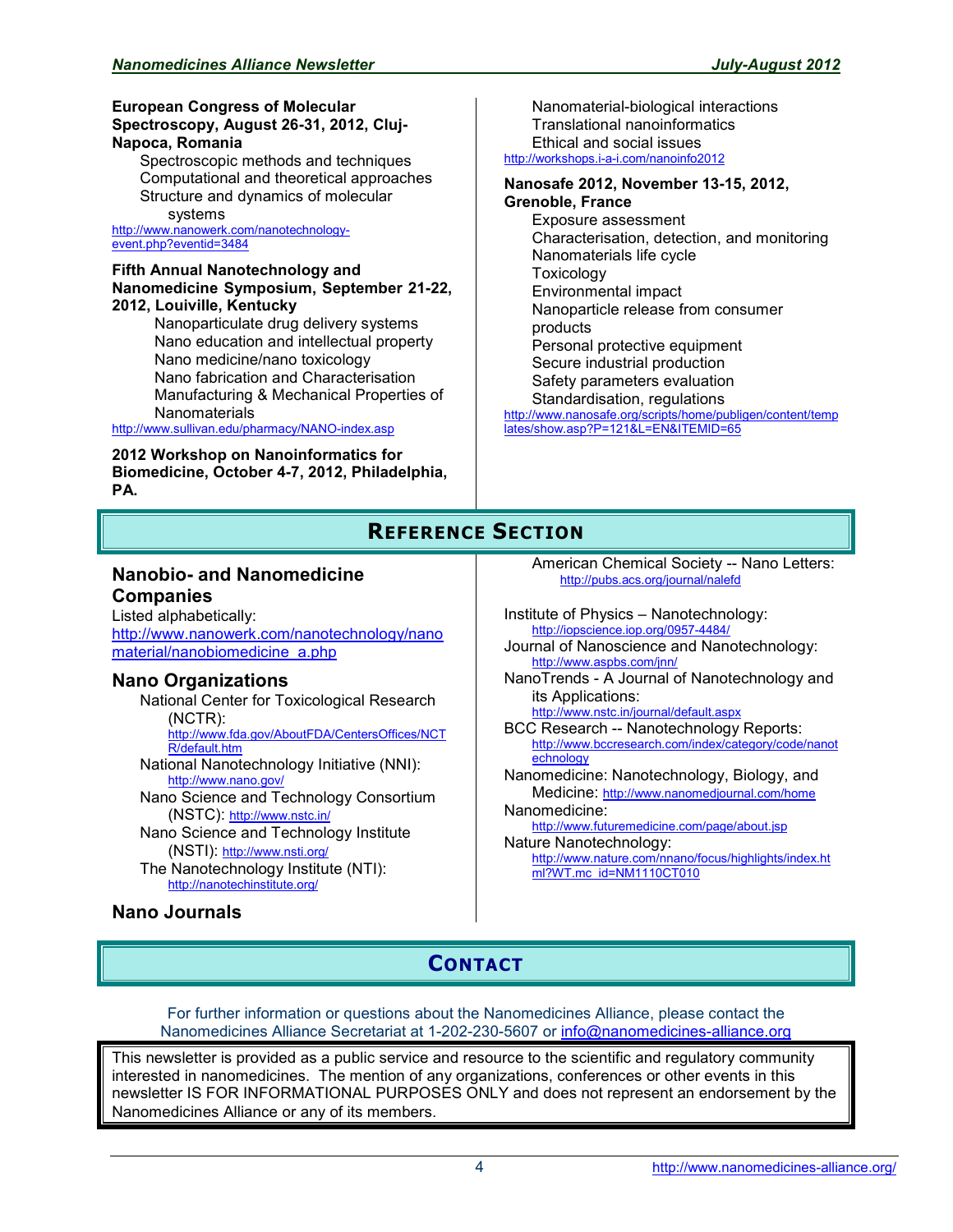**European Congress of Molecular Spectroscopy, August 26-31, 2012, Cluj-Napoca, Romania**

- Spectroscopic methods and techniques
- Computational and theoretical approaches
- Structure and dynamics of molecular systems

http://www.nanowerk.com/nanotechnology-event.php?eventid=3484

**Fifth Annual Nanotechnology and Nanomedicine Symposium, September 21-22, 2012, Louiville, Kentucky**

- Nanoparticulate drug delivery systems
- Nano education and intellectual property
- Nano medicine/nano toxicology
- Nano fabrication and Characterisation
- Manufacturing & Mechanical Properties of Nanomaterials

http://www.sullivan.edu/pharmacy/NANO-index.asp

**2012 Workshop on Nanoinformatics for Biomedicine, October 4-7, 2012, Philadelphia, PA.**

- Nanomaterial-biological interactions
- Translational nanoinformatics
- Ethical and social issues

http://workshops.i-a-i.com/nanoinfo2012

**Nanosafe 2012, November 13-15, 2012, Grenoble, France**

- Exposure assessment
- Characterisation, detection, and monitoring
- Nanomaterials life cycle
- Toxicology
- Environmental impact
- Nanoparticle release from consumer products
- Personal protective equipment
- Secure industrial production
- Safety parameters evaluation
- Standardisation, regulations

http://www.nanosafe.org/scripts/home/publigen/content/templates/show.asp?P=121&L=EN&ITEMID=65

# Reference Section

## Nanobio- and Nanomedicine Companies

Listed alphabetically:
http://www.nanowerk.com/nanotechnology/nanomaterial/nanobiomedicine_a.php

## Nano Organizations

- National Center for Toxicological Research (NCTR): http://www.fda.gov/AboutFDA/CentersOffices/NCTR/default.htm
- National Nanotechnology Initiative (NNI): http://www.nano.gov/
- Nano Science and Technology Consortium (NSTC): http://www.nstc.in/
- Nano Science and Technology Institute (NSTI): http://www.nsti.org/
- The Nanotechnology Institute (NTI): http://nanotechinstitute.org/

## Nano Journals

- American Chemical Society -- Nano Letters: http://pubs.acs.org/journal/nalefd
- Institute of Physics – Nanotechnology: http://iopscience.iop.org/0957-4484/
- Journal of Nanoscience and Nanotechnology: http://www.aspbs.com/jnn/
- NanoTrends - A Journal of Nanotechnology and its Applications: http://www.nstc.in/journal/default.aspx
- BCC Research -- Nanotechnology Reports: http://www.bccresearch.com/index/category/code/nanotechnology
- Nanomedicine: Nanotechnology, Biology, and Medicine: http://www.nanomedjournal.com/home
- Nanomedicine: http://www.futuremedicine.com/page/about.jsp
- Nature Nanotechnology: http://www.nature.com/nnano/focus/highlights/index.html?WT.mc_id=NM1110CT010

# Contact

For further information or questions about the Nanomedicines Alliance, please contact the Nanomedicines Alliance Secretariat at 1-202-230-5607 or info@nanomedicines-alliance.org

This newsletter is provided as a public service and resource to the scientific and regulatory community interested in nanomedicines. The mention of any organizations, conferences or other events in this newsletter IS FOR INFORMATIONAL PURPOSES ONLY and does not represent an endorsement by the Nanomedicines Alliance or any of its members.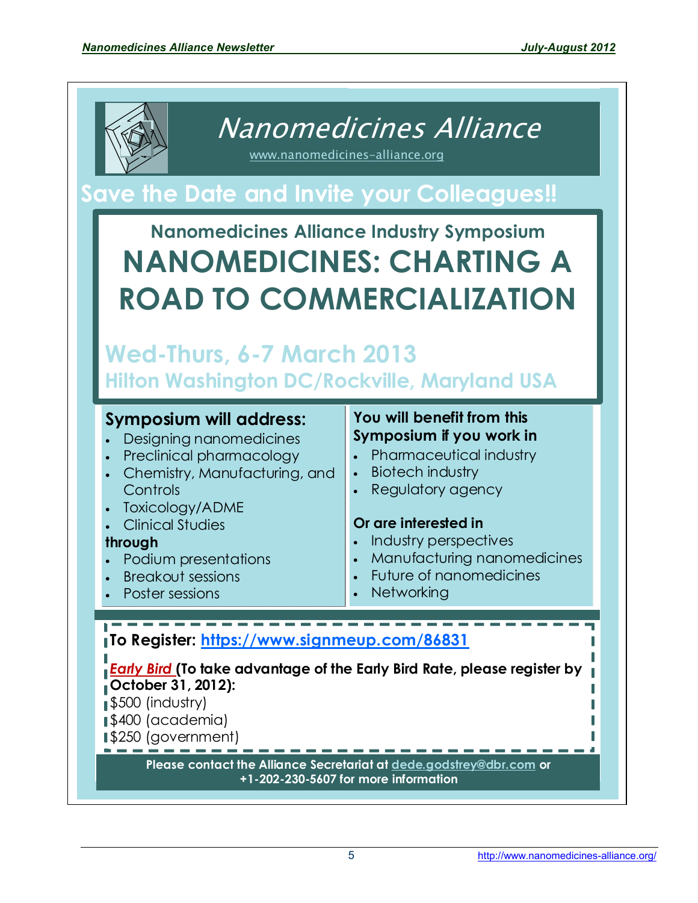# Nanomedicines Alliance

www.nanomedicines-alliance.org

## Save the Date and Invite your Colleagues!!

### Nanomedicines Alliance Industry Symposium

# NANOMEDICINES: CHARTING A ROAD TO COMMERCIALIZATION

**Wed-Thurs, 6-7 March 2013**

**Hilton Washington DC/Rockville, Maryland USA**

### Symposium will address:

- Designing nanomedicines
- Preclinical pharmacology
- Chemistry, Manufacturing, and Controls
- Toxicology/ADME
- Clinical Studies

**through**

- Podium presentations
- Breakout sessions
- Poster sessions

### You will benefit from this Symposium if you work in

- Pharmaceutical industry
- Biotech industry
- Regulatory agency

**Or are interested in**

- Industry perspectives
- Manufacturing nanomedicines
- Future of nanomedicines
- Networking

**To Register: https://www.signmeup.com/86831**

***Early Bird*** **(To take advantage of the Early Bird Rate, please register by October 31, 2012):**

$500 (industry)
$400 (academia)
$250 (government)

**Please contact the Alliance Secretariat at dede.godstrey@dbr.com or +1-202-230-5607 for more information**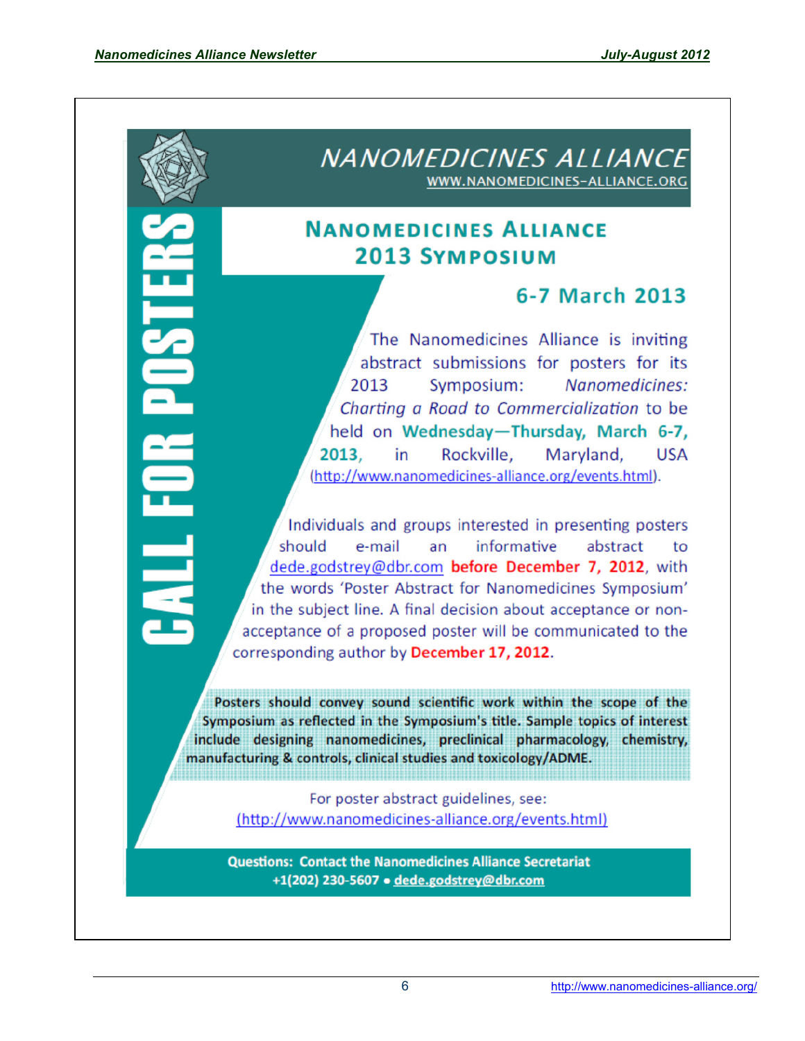# NANOMEDICINES ALLIANCE

WWW.NANOMEDICINES-ALLIANCE.ORG

**CALL FOR POSTERS**

## NANOMEDICINES ALLIANCE 2013 SYMPOSIUM

### 6-7 March 2013

The Nanomedicines Alliance is inviting abstract submissions for posters for its 2013 Symposium: *Nanomedicines: Charting a Road to Commercialization* to be held on **Wednesday—Thursday, March 6-7, 2013**, in Rockville, Maryland, USA (http://www.nanomedicines-alliance.org/events.html).

Individuals and groups interested in presenting posters should e-mail an informative abstract to dede.godstrey@dbr.com **before December 7, 2012**, with the words 'Poster Abstract for Nanomedicines Symposium' in the subject line. A final decision about acceptance or non-acceptance of a proposed poster will be communicated to the corresponding author by **December 17, 2012**.

**Posters should convey sound scientific work within the scope of the Symposium as reflected in the Symposium's title. Sample topics of interest include designing nanomedicines, preclinical pharmacology, chemistry, manufacturing & controls, clinical studies and toxicology/ADME.**

For poster abstract guidelines, see: (http://www.nanomedicines-alliance.org/events.html)

**Questions: Contact the Nanomedicines Alliance Secretariat**
**+1(202) 230-5607 • dede.godstrey@dbr.com**